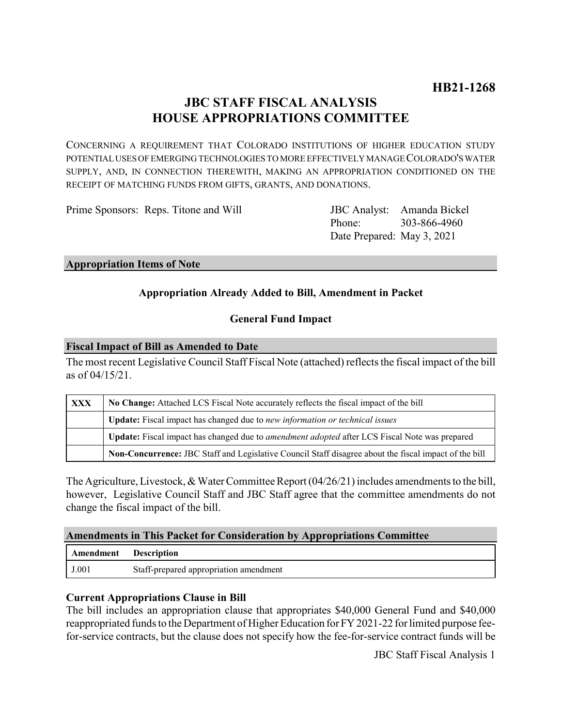**HB21-1268**

# JBC STAFF FISCAL ANALYSIS
# HOUSE APPROPRIATIONS COMMITTEE

CONCERNING A REQUIREMENT THAT COLORADO INSTITUTIONS OF HIGHER EDUCATION STUDY POTENTIAL USES OF EMERGING TECHNOLOGIES TO MORE EFFECTIVELY MANAGE COLORADO'S WATER SUPPLY, AND, IN CONNECTION THEREWITH, MAKING AN APPROPRIATION CONDITIONED ON THE RECEIPT OF MATCHING FUNDS FROM GIFTS, GRANTS, AND DONATIONS.

Prime Sponsors: Reps. Titone and Will

JBC Analyst: Amanda Bickel
Phone: 303-866-4960
Date Prepared: May 3, 2021

## Appropriation Items of Note

**Appropriation Already Added to Bill, Amendment in Packet**

**General Fund Impact**

## Fiscal Impact of Bill as Amended to Date

The most recent Legislative Council Staff Fiscal Note (attached) reflects the fiscal impact of the bill as of 04/15/21.

| | |
|---|---|
| **XXX** | **No Change:** Attached LCS Fiscal Note accurately reflects the fiscal impact of the bill |
| | **Update:** Fiscal impact has changed due to *new information or technical issues* |
| | **Update:** Fiscal impact has changed due to *amendment adopted* after LCS Fiscal Note was prepared |
| | **Non-Concurrence:** JBC Staff and Legislative Council Staff disagree about the fiscal impact of the bill |

The Agriculture, Livestock, & Water Committee Report (04/26/21) includes amendments to the bill, however, Legislative Council Staff and JBC Staff agree that the committee amendments do not change the fiscal impact of the bill.

## Amendments in This Packet for Consideration by Appropriations Committee

| Amendment | Description |
|---|---|
| J.001 | Staff-prepared appropriation amendment |

### Current Appropriations Clause in Bill

The bill includes an appropriation clause that appropriates $40,000 General Fund and $40,000 reappropriated funds to the Department of Higher Education for FY 2021-22 for limited purpose fee-for-service contracts, but the clause does not specify how the fee-for-service contract funds will be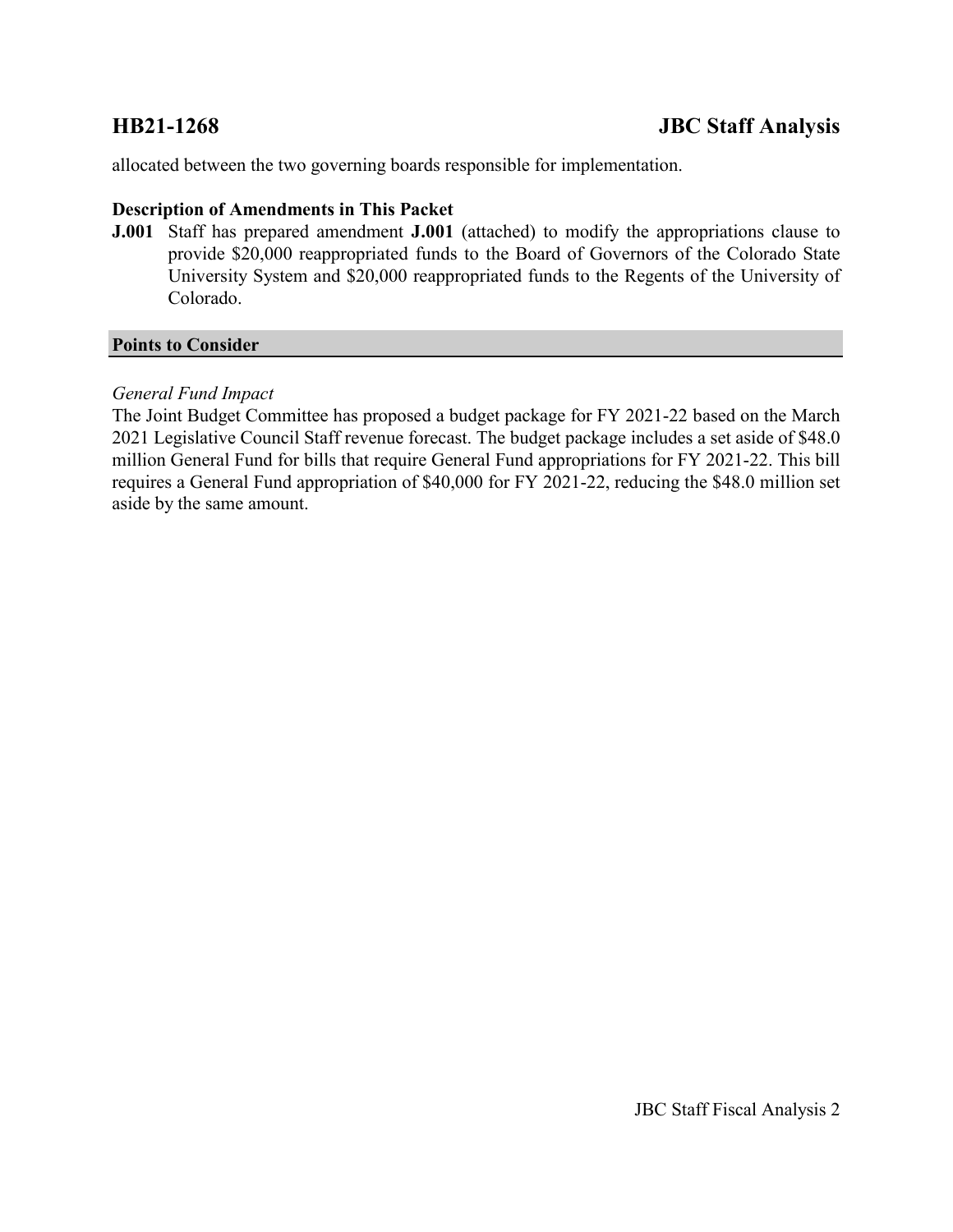allocated between the two governing boards responsible for implementation.

**Description of Amendments in This Packet**

**J.001** Staff has prepared amendment **J.001** (attached) to modify the appropriations clause to provide $20,000 reappropriated funds to the Board of Governors of the Colorado State University System and $20,000 reappropriated funds to the Regents of the University of Colorado.

## Points to Consider

*General Fund Impact*

The Joint Budget Committee has proposed a budget package for FY 2021-22 based on the March 2021 Legislative Council Staff revenue forecast. The budget package includes a set aside of $48.0 million General Fund for bills that require General Fund appropriations for FY 2021-22. This bill requires a General Fund appropriation of $40,000 for FY 2021-22, reducing the $48.0 million set aside by the same amount.